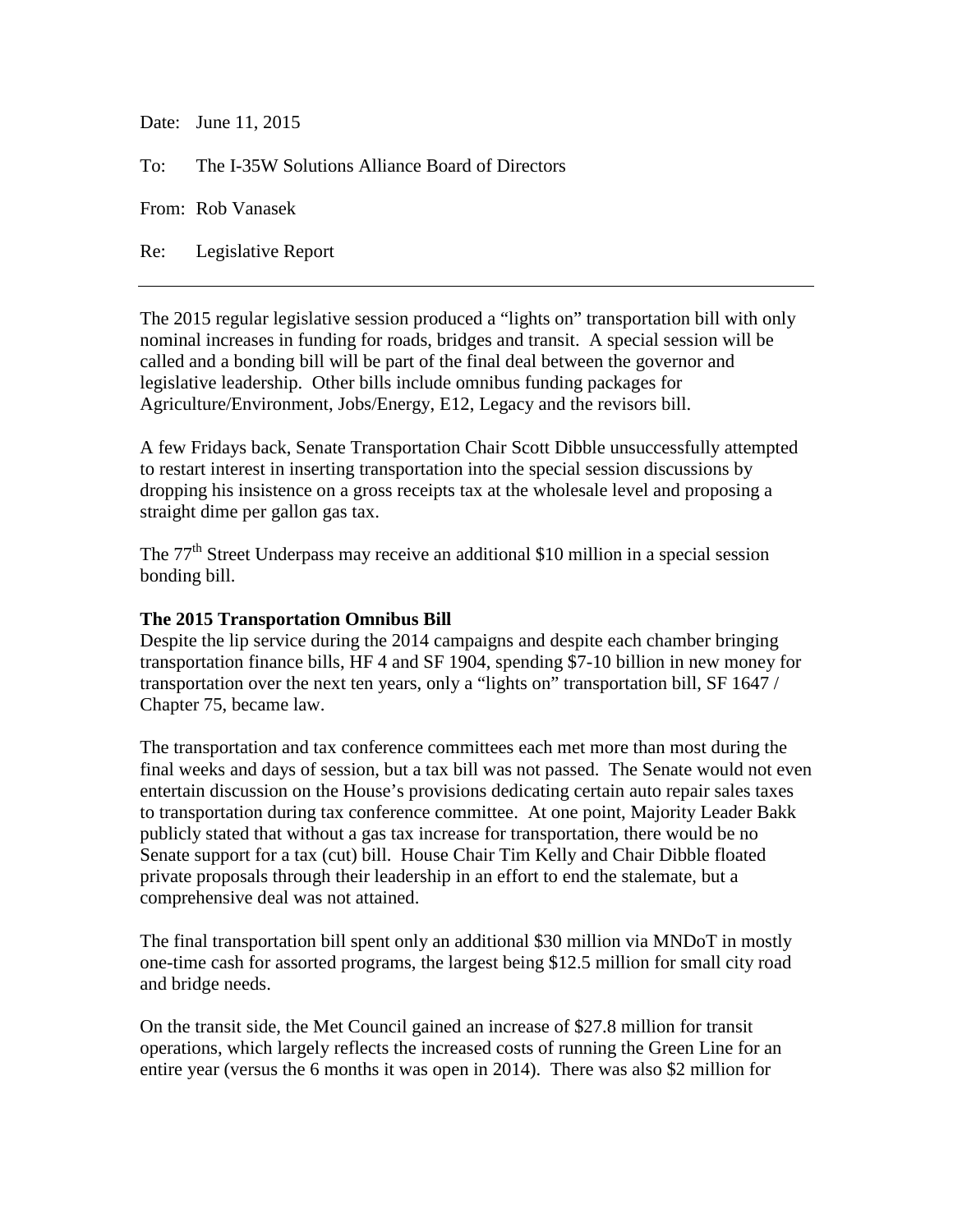Date: June 11, 2015

To: The I-35W Solutions Alliance Board of Directors

From: Rob Vanasek

Re: Legislative Report

---

The 2015 regular legislative session produced a "lights on" transportation bill with only nominal increases in funding for roads, bridges and transit. A special session will be called and a bonding bill will be part of the final deal between the governor and legislative leadership. Other bills include omnibus funding packages for Agriculture/Environment, Jobs/Energy, E12, Legacy and the revisors bill.

A few Fridays back, Senate Transportation Chair Scott Dibble unsuccessfully attempted to restart interest in inserting transportation into the special session discussions by dropping his insistence on a gross receipts tax at the wholesale level and proposing a straight dime per gallon gas tax.

The 77th Street Underpass may receive an additional $10 million in a special session bonding bill.

**The 2015 Transportation Omnibus Bill**

Despite the lip service during the 2014 campaigns and despite each chamber bringing transportation finance bills, HF 4 and SF 1904, spending $7-10 billion in new money for transportation over the next ten years, only a "lights on" transportation bill, SF 1647 / Chapter 75, became law.

The transportation and tax conference committees each met more than most during the final weeks and days of session, but a tax bill was not passed. The Senate would not even entertain discussion on the House's provisions dedicating certain auto repair sales taxes to transportation during tax conference committee. At one point, Majority Leader Bakk publicly stated that without a gas tax increase for transportation, there would be no Senate support for a tax (cut) bill. House Chair Tim Kelly and Chair Dibble floated private proposals through their leadership in an effort to end the stalemate, but a comprehensive deal was not attained.

The final transportation bill spent only an additional $30 million via MNDoT in mostly one-time cash for assorted programs, the largest being $12.5 million for small city road and bridge needs.

On the transit side, the Met Council gained an increase of $27.8 million for transit operations, which largely reflects the increased costs of running the Green Line for an entire year (versus the 6 months it was open in 2014). There was also $2 million for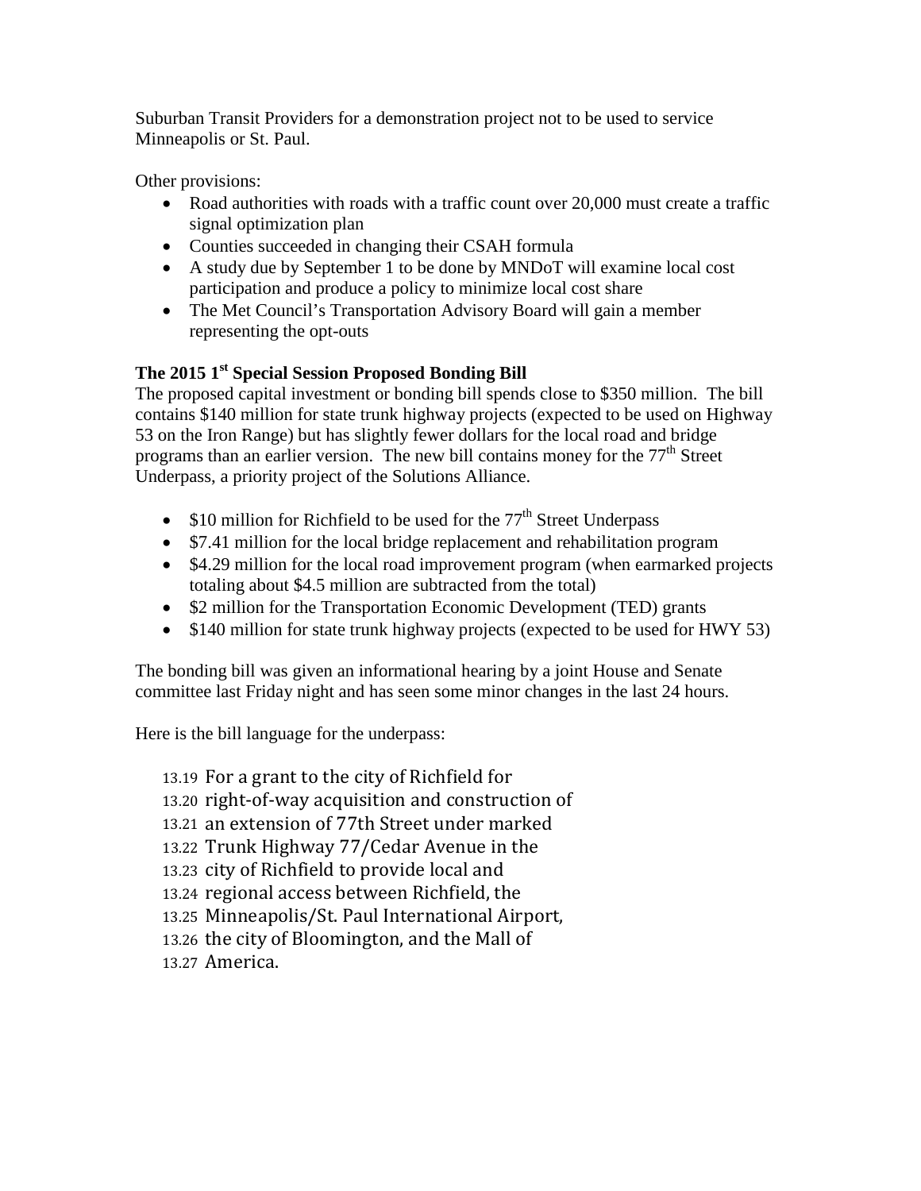Suburban Transit Providers for a demonstration project not to be used to service Minneapolis or St. Paul.

Other provisions:

- Road authorities with roads with a traffic count over 20,000 must create a traffic signal optimization plan
- Counties succeeded in changing their CSAH formula
- A study due by September 1 to be done by MNDoT will examine local cost participation and produce a policy to minimize local cost share
- The Met Council's Transportation Advisory Board will gain a member representing the opt-outs

**The 2015 1st Special Session Proposed Bonding Bill**

The proposed capital investment or bonding bill spends close to $350 million. The bill contains $140 million for state trunk highway projects (expected to be used on Highway 53 on the Iron Range) but has slightly fewer dollars for the local road and bridge programs than an earlier version. The new bill contains money for the 77th Street Underpass, a priority project of the Solutions Alliance.

- $10 million for Richfield to be used for the 77th Street Underpass
- $7.41 million for the local bridge replacement and rehabilitation program
- $4.29 million for the local road improvement program (when earmarked projects totaling about $4.5 million are subtracted from the total)
- $2 million for the Transportation Economic Development (TED) grants
- $140 million for state trunk highway projects (expected to be used for HWY 53)

The bonding bill was given an informational hearing by a joint House and Senate committee last Friday night and has seen some minor changes in the last 24 hours.

Here is the bill language for the underpass:

13.19 For a grant to the city of Richfield for
13.20 right-of-way acquisition and construction of
13.21 an extension of 77th Street under marked
13.22 Trunk Highway 77/Cedar Avenue in the
13.23 city of Richfield to provide local and
13.24 regional access between Richfield, the
13.25 Minneapolis/St. Paul International Airport,
13.26 the city of Bloomington, and the Mall of
13.27 America.